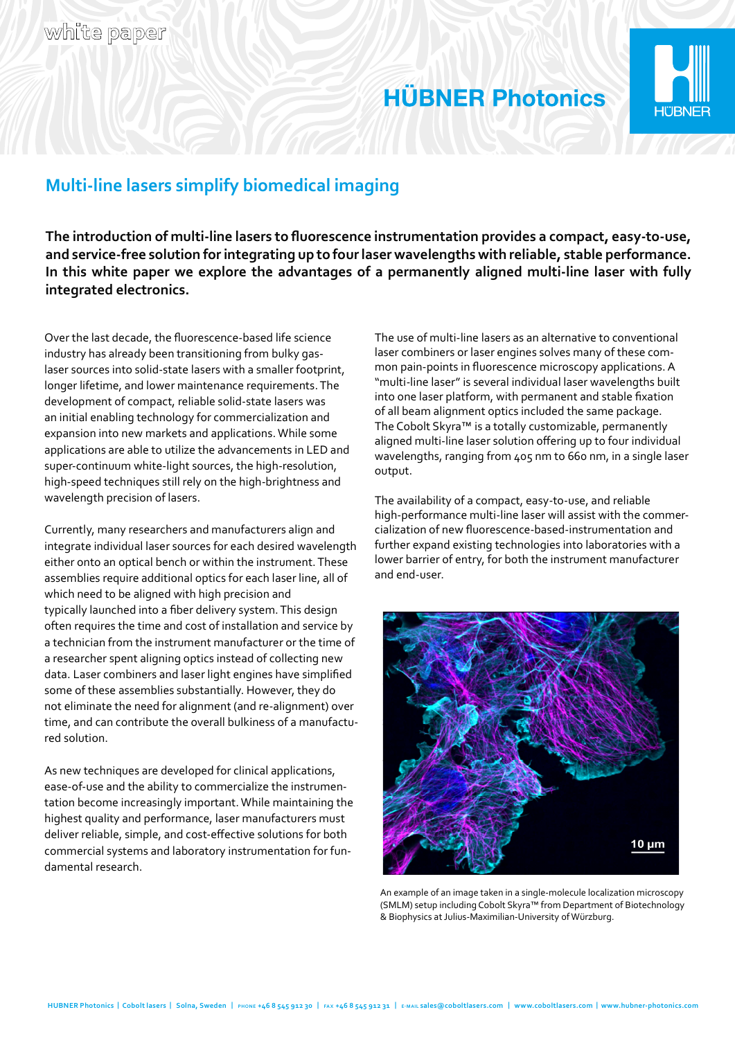white paper

# Multi-line lasers simplify biomedical imaging

**The introduction of multi-line lasers to fluorescence instrumentation provides a compact, easy-to-use, and service-free solution for integrating up to four laser wavelengths with reliable, stable performance. In this white paper we explore the advantages of a permanently aligned multi-line laser with fully integrated electronics.**

Over the last decade, the fluorescence-based life science industry has already been transitioning from bulky gas-laser sources into solid-state lasers with a smaller footprint, longer lifetime, and lower maintenance requirements. The development of compact, reliable solid-state lasers was an initial enabling technology for commercialization and expansion into new markets and applications. While some applications are able to utilize the advancements in LED and super-continuum white-light sources, the high-resolution, high-speed techniques still rely on the high-brightness and wavelength precision of lasers.

Currently, many researchers and manufacturers align and integrate individual laser sources for each desired wavelength either onto an optical bench or within the instrument. These assemblies require additional optics for each laser line, all of which need to be aligned with high precision and typically launched into a fiber delivery system. This design often requires the time and cost of installation and service by a technician from the instrument manufacturer or the time of a researcher spent aligning optics instead of collecting new data. Laser combiners and laser light engines have simplified some of these assemblies substantially. However, they do not eliminate the need for alignment (and re-alignment) over time, and can contribute the overall bulkiness of a manufactured solution.

As new techniques are developed for clinical applications, ease-of-use and the ability to commercialize the instrumentation become increasingly important. While maintaining the highest quality and performance, laser manufacturers must deliver reliable, simple, and cost-effective solutions for both commercial systems and laboratory instrumentation for fundamental research.

The use of multi-line lasers as an alternative to conventional laser combiners or laser engines solves many of these common pain-points in fluorescence microscopy applications. A "multi-line laser" is several individual laser wavelengths built into one laser platform, with permanent and stable fixation of all beam alignment optics included the same package. The Cobolt Skyra™ is a totally customizable, permanently aligned multi-line laser solution offering up to four individual wavelengths, ranging from 405 nm to 660 nm, in a single laser output.

The availability of a compact, easy-to-use, and reliable high-performance multi-line laser will assist with the commercialization of new fluorescence-based-instrumentation and further expand existing technologies into laboratories with a lower barrier of entry, for both the instrument manufacturer and end-user.

An example of an image taken in a single-molecule localization microscopy (SMLM) setup including Cobolt Skyra™ from Department of Biotechnology & Biophysics at Julius-Maximilian-University of Würzburg.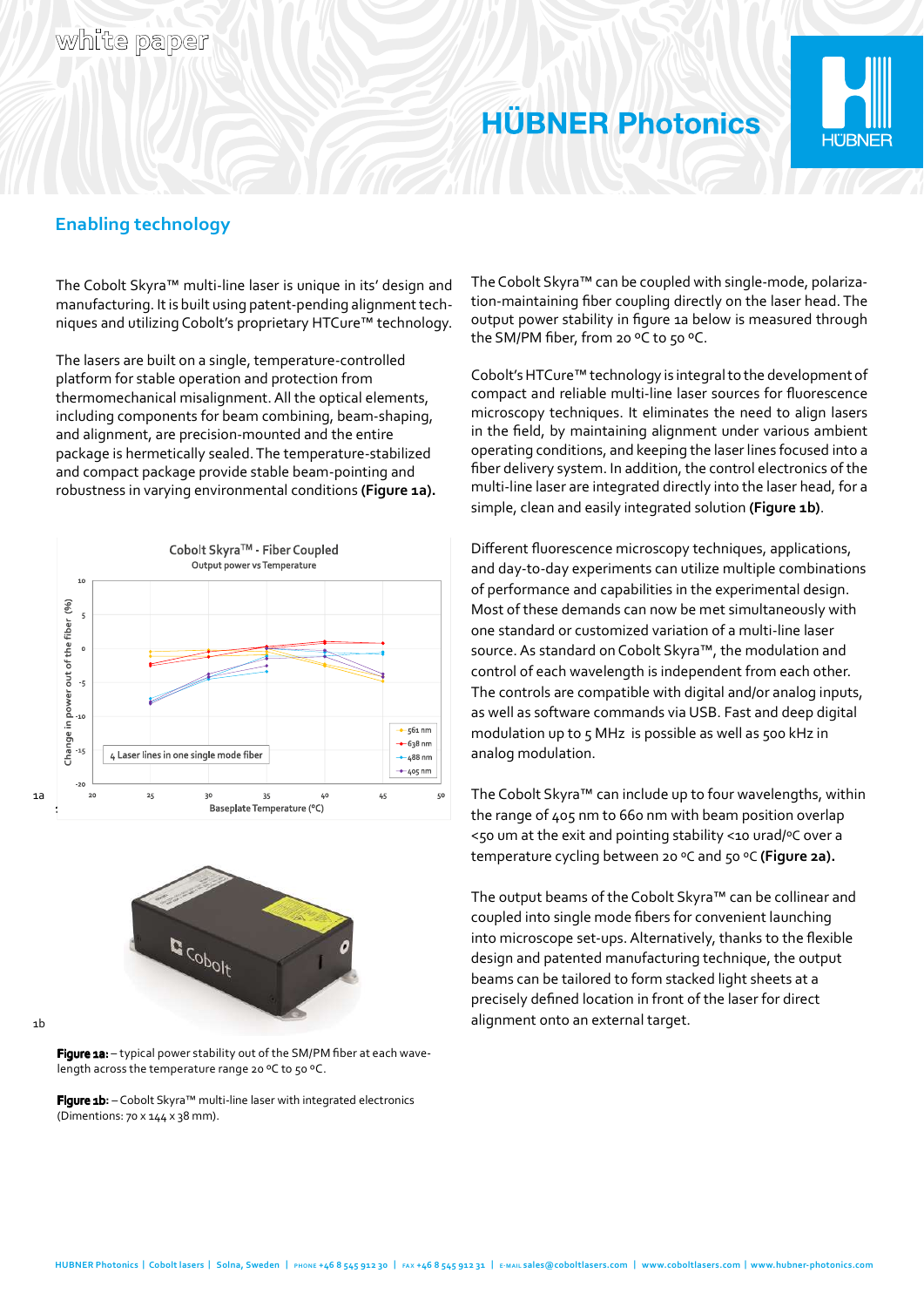## Enabling technology

The Cobolt Skyra™ multi-line laser is unique in its' design and manufacturing. It is built using patent-pending alignment techniques and utilizing Cobolt's proprietary HTCure™ technology.

The lasers are built on a single, temperature-controlled platform for stable operation and protection from thermomechanical misalignment. All the optical elements, including components for beam combining, beam-shaping, and alignment, are precision-mounted and the entire package is hermetically sealed. The temperature-stabilized and compact package provide stable beam-pointing and robustness in varying environmental conditions **(Figure 1a).**

1a

1b

**Figure 1a:** – typical power stability out of the SM/PM fiber at each wavelength across the temperature range 20 ºC to 50 ºC.

**Figure 1b:** – Cobolt Skyra™ multi-line laser with integrated electronics (Dimentions: 70 x 144 x 38 mm).

The Cobolt Skyra™ can be coupled with single-mode, polarization-maintaining fiber coupling directly on the laser head. The output power stability in figure 1a below is measured through the SM/PM fiber, from 20 ºC to 50 ºC.

Cobolt's HTCure™ technology is integral to the development of compact and reliable multi-line laser sources for fluorescence microscopy techniques. It eliminates the need to align lasers in the field, by maintaining alignment under various ambient operating conditions, and keeping the laser lines focused into a fiber delivery system. In addition, the control electronics of the multi-line laser are integrated directly into the laser head, for a simple, clean and easily integrated solution **(Figure 1b)**.

Different fluorescence microscopy techniques, applications, and day-to-day experiments can utilize multiple combinations of performance and capabilities in the experimental design. Most of these demands can now be met simultaneously with one standard or customized variation of a multi-line laser source. As standard on Cobolt Skyra™, the modulation and control of each wavelength is independent from each other. The controls are compatible with digital and/or analog inputs, as well as software commands via USB. Fast and deep digital modulation up to 5 MHz is possible as well as 500 kHz in analog modulation.

The Cobolt Skyra™ can include up to four wavelengths, within the range of 405 nm to 660 nm with beam position overlap <50 um at the exit and pointing stability <10 urad/ºC over a temperature cycling between 20 ºC and 50 ºC **(Figure 2a).**

The output beams of the Cobolt Skyra™ can be collinear and coupled into single mode fibers for convenient launching into microscope set-ups. Alternatively, thanks to the flexible design and patented manufacturing technique, the output beams can be tailored to form stacked light sheets at a precisely defined location in front of the laser for direct alignment onto an external target.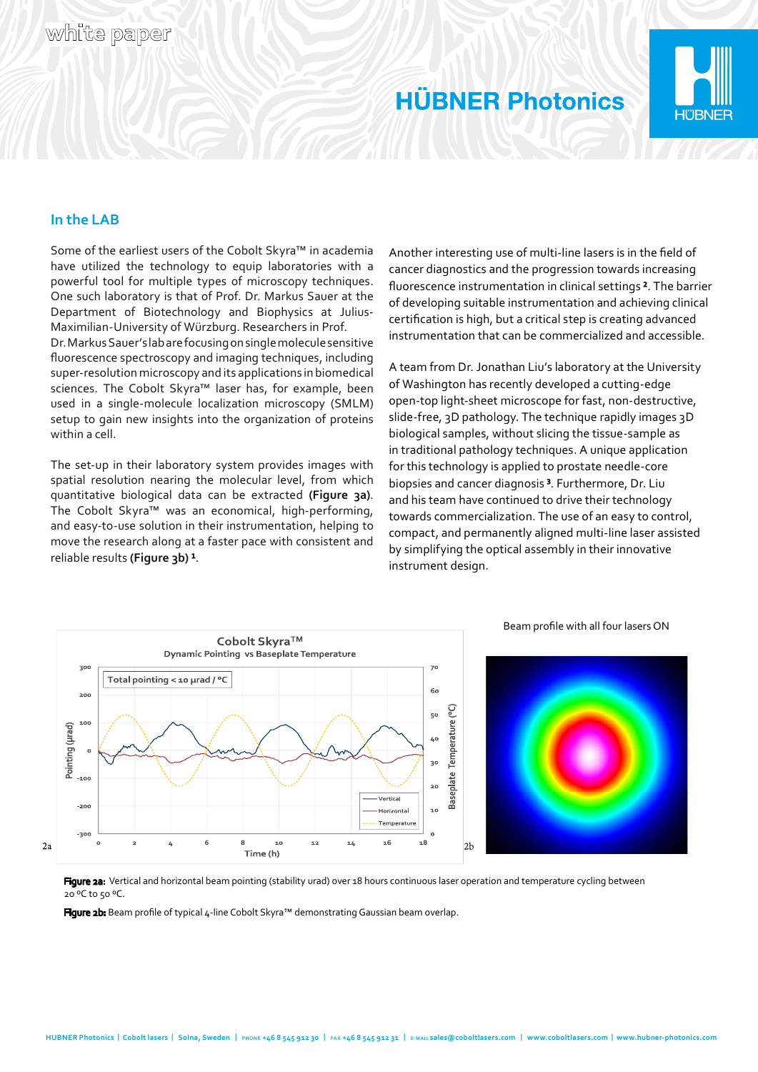## In the LAB

Some of the earliest users of the Cobolt Skyra™ in academia have utilized the technology to equip laboratories with a powerful tool for multiple types of microscopy techniques. One such laboratory is that of Prof. Dr. Markus Sauer at the Department of Biotechnology and Biophysics at Julius-Maximilian-University of Würzburg. Researchers in Prof. Dr. Markus Sauer's lab are focusing on single molecule sensitive fluorescence spectroscopy and imaging techniques, including super-resolution microscopy and its applications in biomedical sciences. The Cobolt Skyra™ laser has, for example, been used in a single-molecule localization microscopy (SMLM) setup to gain new insights into the organization of proteins within a cell.

The set-up in their laboratory system provides images with spatial resolution nearing the molecular level, from which quantitative biological data can be extracted **(Figure 3a)**. The Cobolt Skyra™ was an economical, high-performing, and easy-to-use solution in their instrumentation, helping to move the research along at a faster pace with consistent and reliable results **(Figure 3b)** [1].

Another interesting use of multi-line lasers is in the field of cancer diagnostics and the progression towards increasing fluorescence instrumentation in clinical settings [2]. The barrier of developing suitable instrumentation and achieving clinical certification is high, but a critical step is creating advanced instrumentation that can be commercialized and accessible.

A team from Dr. Jonathan Liu's laboratory at the University of Washington has recently developed a cutting-edge open-top light-sheet microscope for fast, non-destructive, slide-free, 3D pathology. The technique rapidly images 3D biological samples, without slicing the tissue-sample as in traditional pathology techniques. A unique application for this technology is applied to prostate needle-core biopsies and cancer diagnosis [3]. Furthermore, Dr. Liu and his team have continued to drive their technology towards commercialization. The use of an easy to control, compact, and permanently aligned multi-line laser assisted by simplifying the optical assembly in their innovative instrument design.

**Figure 2a:** Vertical and horizontal beam pointing (stability urad) over 18 hours continuous laser operation and temperature cycling between 20 °C to 50 °C.

**Figure 2b:** Beam profile of typical 4-line Cobolt Skyra™ demonstrating Gaussian beam overlap.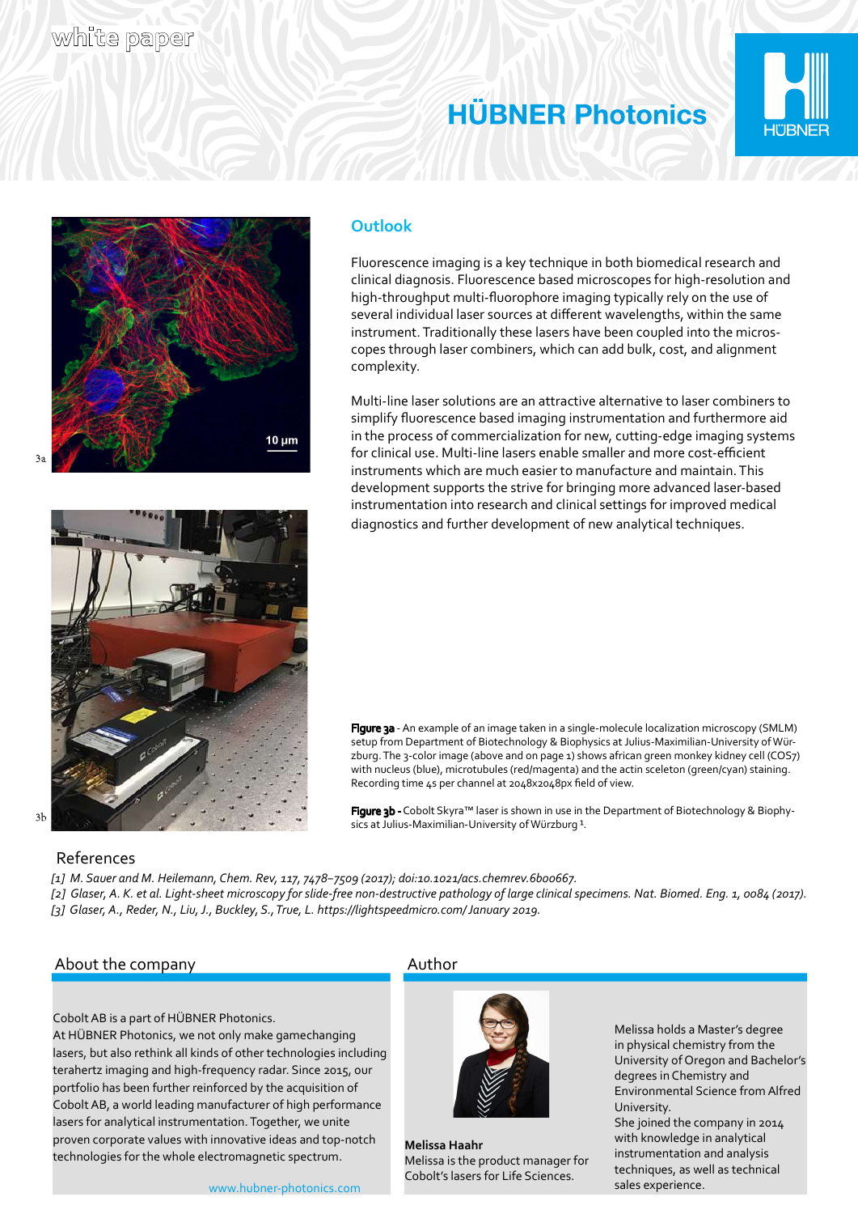## Outlook

Fluorescence imaging is a key technique in both biomedical research and clinical diagnosis. Fluorescence based microscopes for high-resolution and high-throughput multi-fluorophore imaging typically rely on the use of several individual laser sources at different wavelengths, within the same instrument. Traditionally these lasers have been coupled into the microscopes through laser combiners, which can add bulk, cost, and alignment complexity.

Multi-line laser solutions are an attractive alternative to laser combiners to simplify fluorescence based imaging instrumentation and furthermore aid in the process of commercialization for new, cutting-edge imaging systems for clinical use. Multi-line lasers enable smaller and more cost-efficient instruments which are much easier to manufacture and maintain. This development supports the strive for bringing more advanced laser-based instrumentation into research and clinical settings for improved medical diagnostics and further development of new analytical techniques.

**Figure 3a** - An example of an image taken in a single-molecule localization microscopy (SMLM) setup from Department of Biotechnology & Biophysics at Julius-Maximilian-University of Würzburg. The 3-color image (above and on page 1) shows african green monkey kidney cell (COS7) with nucleus (blue), microtubules (red/magenta) and the actin sceleton (green/cyan) staining. Recording time 4s per channel at 2048x2048px field of view.

**Figure 3b -** Cobolt Skyra™ laser is shown in use in the Department of Biotechnology & Biophysics at Julius-Maximilian-University of Würzburg [1].

## References

*[1] M. Sauer and M. Heilemann, Chem. Rev, 117, 7478–7509 (2017); doi:10.1021/acs.chemrev.6b00667.*
*[2] Glaser, A. K. et al. Light-sheet microscopy for slide-free non-destructive pathology of large clinical specimens. Nat. Biomed. Eng. 1, 0084 (2017).*
*[3] Glaser, A., Reder, N., Liu, J., Buckley, S., True, L. https://lightspeedmicro.com/ January 2019.*

## About the company

Cobolt AB is a part of HÜBNER Photonics.
At HÜBNER Photonics, we not only make gamechanging lasers, but also rethink all kinds of other technologies including terahertz imaging and high-frequency radar. Since 2015, our portfolio has been further reinforced by the acquisition of Cobolt AB, a world leading manufacturer of high performance lasers for analytical instrumentation. Together, we unite proven corporate values with innovative ideas and top-notch technologies for the whole electromagnetic spectrum.

www.hubner-photonics.com

## Author

**Melissa Haahr**
Melissa is the product manager for Cobolt's lasers for Life Sciences.

Melissa holds a Master's degree in physical chemistry from the University of Oregon and Bachelor's degrees in Chemistry and Environmental Science from Alfred University.
She joined the company in 2014 with knowledge in analytical instrumentation and analysis techniques, as well as technical sales experience.